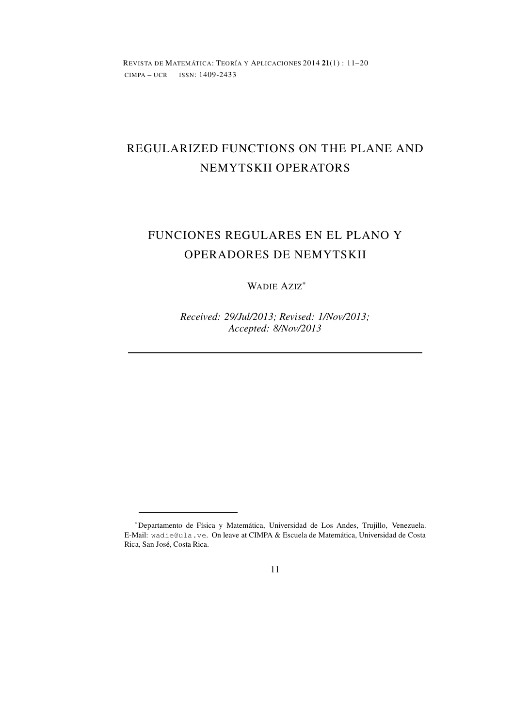# REGULARIZED FUNCTIONS ON THE PLANE AND NEMYTSKII OPERATORS

# FUNCIONES REGULARES EN EL PLANO Y OPERADORES DE NEMYTSKII

WADIE AZIZ[*]

*Received: 29/Jul/2013; Revised: 1/Nov/2013; Accepted: 8/Nov/2013*

---

[*]Departamento de Física y Matemática, Universidad de Los Andes, Trujillo, Venezuela. E-Mail: wadie@ula.ve. On leave at CIMPA & Escuela de Matemática, Universidad de Costa Rica, San José, Costa Rica.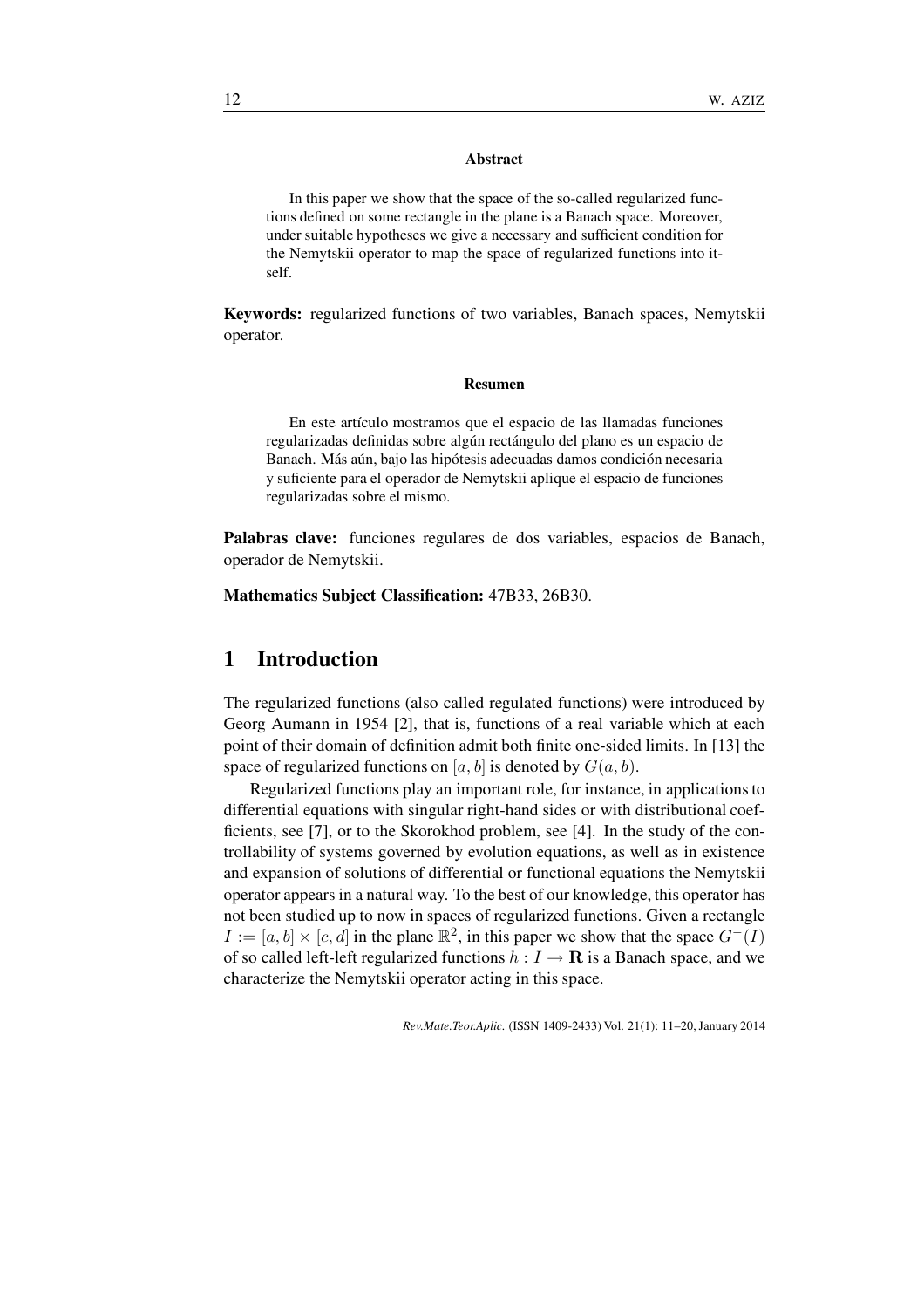**Abstract**

In this paper we show that the space of the so-called regularized functions defined on some rectangle in the plane is a Banach space. Moreover, under suitable hypotheses we give a necessary and sufficient condition for the Nemytskii operator to map the space of regularized functions into itself.

**Keywords:** regularized functions of two variables, Banach spaces, Nemytskii operator.

**Resumen**

En este artículo mostramos que el espacio de las llamadas funciones regularizadas definidas sobre algún rectángulo del plano es un espacio de Banach. Más aún, bajo las hipótesis adecuadas damos condición necesaria y suficiente para el operador de Nemytskii aplique el espacio de funciones regularizadas sobre el mismo.

**Palabras clave:** funciones regulares de dos variables, espacios de Banach, operador de Nemytskii.

**Mathematics Subject Classification:** 47B33, 26B30.

# 1 Introduction

The regularized functions (also called regulated functions) were introduced by Georg Aumann in 1954 [2], that is, functions of a real variable which at each point of their domain of definition admit both finite one-sided limits. In [13] the space of regularized functions on $[a, b]$ is denoted by $G(a, b)$.

Regularized functions play an important role, for instance, in applications to differential equations with singular right-hand sides or with distributional coefficients, see [7], or to the Skorokhod problem, see [4]. In the study of the controllability of systems governed by evolution equations, as well as in existence and expansion of solutions of differential or functional equations the Nemytskii operator appears in a natural way. To the best of our knowledge, this operator has not been studied up to now in spaces of regularized functions. Given a rectangle $I := [a, b] \times [c, d]$ in the plane $\mathbb{R}^2$, in this paper we show that the space $G^{-}(I)$ of so called left-left regularized functions $h : I \to \mathbf{R}$ is a Banach space, and we characterize the Nemytskii operator acting in this space.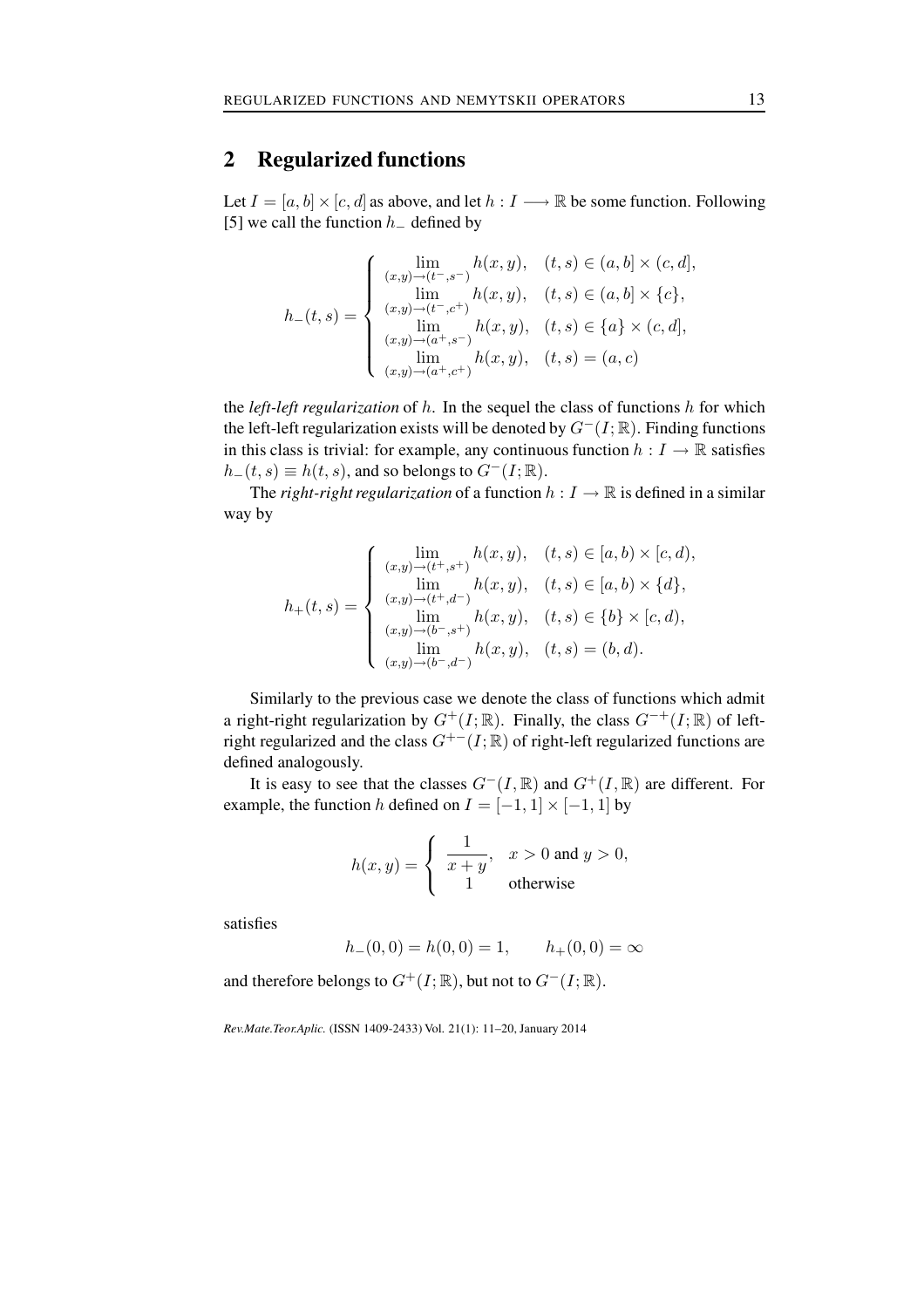## 2 Regularized functions

Let $I = [a, b] \times [c, d]$ as above, and let $h : I \longrightarrow \mathbb{R}$ be some function. Following [5] we call the function $h_-$ defined by

$$
h_-(t,s) = \begin{cases} \lim\limits_{(x,y)\to(t^-,s^-)} h(x,y), & (t,s) \in (a,b] \times (c,d], \\ \lim\limits_{(x,y)\to(t^-,c^+)} h(x,y), & (t,s) \in (a,b] \times \{c\}, \\ \lim\limits_{(x,y)\to(a^+,s^-)} h(x,y), & (t,s) \in \{a\} \times (c,d], \\ \lim\limits_{(x,y)\to(a^+,c^+)} h(x,y), & (t,s) = (a,c) \end{cases}
$$

the *left-left regularization* of $h$. In the sequel the class of functions $h$ for which the left-left regularization exists will be denoted by $G^-(I; \mathbb{R})$. Finding functions in this class is trivial: for example, any continuous function $h : I \to \mathbb{R}$ satisfies $h_-(t, s) \equiv h(t, s)$, and so belongs to $G^-(I; \mathbb{R})$.

The *right-right regularization* of a function $h : I \to \mathbb{R}$ is defined in a similar way by

$$
h_+(t,s) = \begin{cases} \lim\limits_{(x,y)\to(t^+,s^+)} h(x,y), & (t,s) \in [a,b) \times [c,d), \\ \lim\limits_{(x,y)\to(t^+,d^-)} h(x,y), & (t,s) \in [a,b) \times \{d\}, \\ \lim\limits_{(x,y)\to(b^-,s^+)} h(x,y), & (t,s) \in \{b\} \times [c,d), \\ \lim\limits_{(x,y)\to(b^-,d^-)} h(x,y), & (t,s) = (b,d). \end{cases}
$$

Similarly to the previous case we denote the class of functions which admit a right-right regularization by $G^+(I; \mathbb{R})$. Finally, the class $G^{-+}(I; \mathbb{R})$ of left-right regularized and the class $G^{+-}(I; \mathbb{R})$ of right-left regularized functions are defined analogously.

It is easy to see that the classes $G^-(I, \mathbb{R})$ and $G^+(I, \mathbb{R})$ are different. For example, the function $h$ defined on $I = [-1, 1] \times [-1, 1]$ by

$$
h(x,y) = \begin{cases} \dfrac{1}{x+y}, & x > 0 \text{ and } y > 0, \\ 1 & \text{otherwise} \end{cases}
$$

satisfies

$$
h_-(0,0) = h(0,0) = 1, \qquad h_+(0,0) = \infty
$$

and therefore belongs to $G^+(I; \mathbb{R})$, but not to $G^-(I; \mathbb{R})$.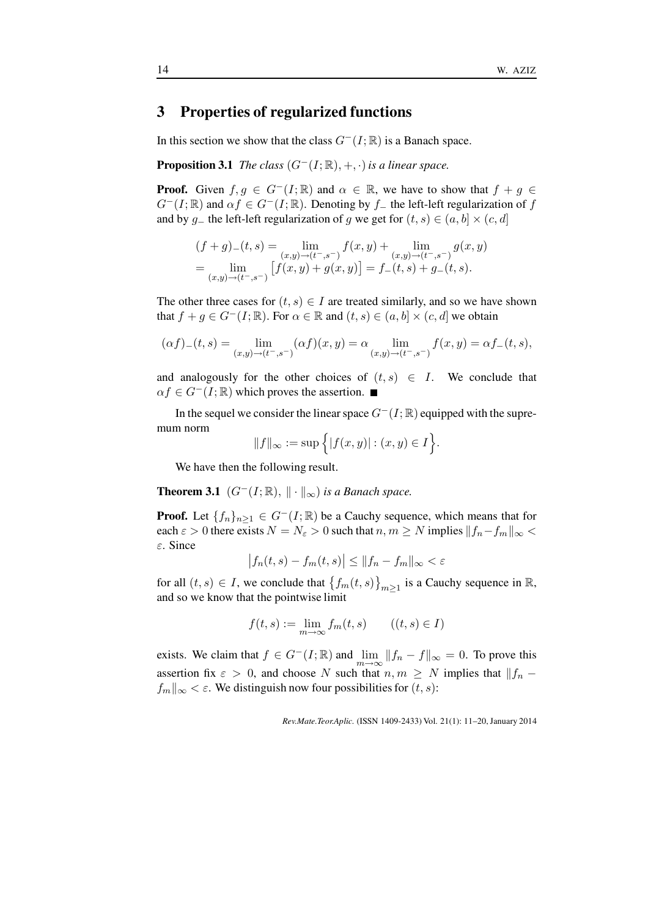## 3 Properties of regularized functions

In this section we show that the class $G^-(I;\mathbb{R})$ is a Banach space.

**Proposition 3.1** *The class $(G^-(I;\mathbb{R}),+,\cdot)$ is a linear space.*

**Proof.** Given $f,g \in G^-(I;\mathbb{R})$ and $\alpha \in \mathbb{R}$, we have to show that $f+g \in G^-(I;\mathbb{R})$ and $\alpha f \in G^-(I;\mathbb{R})$. Denoting by $f_-$ the left-left regularization of $f$ and by $g_-$ the left-left regularization of $g$ we get for $(t,s) \in (a,b] \times (c,d]$

$$
\begin{aligned}
&(f+g)_-(t,s) = \lim_{(x,y)\to(t^-,s^-)} f(x,y) + \lim_{(x,y)\to(t^-,s^-)} g(x,y) \\
&= \lim_{(x,y)\to(t^-,s^-)} \big[f(x,y)+g(x,y)\big] = f_-(t,s) + g_-(t,s).
\end{aligned}
$$

The other three cases for $(t,s) \in I$ are treated similarly, and so we have shown that $f+g \in G^-(I;\mathbb{R})$. For $\alpha \in \mathbb{R}$ and $(t,s) \in (a,b] \times (c,d]$ we obtain

$$
(\alpha f)_-(t,s) = \lim_{(x,y)\to(t^-,s^-)} (\alpha f)(x,y) = \alpha \lim_{(x,y)\to(t^-,s^-)} f(x,y) = \alpha f_-(t,s),
$$

and analogously for the other choices of $(t,s) \in I$. We conclude that $\alpha f \in G^-(I;\mathbb{R})$ which proves the assertion. ■

In the sequel we consider the linear space $G^-(I;\mathbb{R})$ equipped with the supremum norm

$$
\|f\|_\infty := \sup\Big\{|f(x,y)| : (x,y) \in I\Big\}.
$$

We have then the following result.

**Theorem 3.1** *$(G^-(I;\mathbb{R}),\, \|\cdot\|_\infty)$ is a Banach space.*

**Proof.** Let $\{f_n\}_{n\geq 1} \in G^-(I;\mathbb{R})$ be a Cauchy sequence, which means that for each $\varepsilon > 0$ there exists $N = N_\varepsilon > 0$ such that $n,m \geq N$ implies $\|f_n - f_m\|_\infty < \varepsilon$. Since

$$
\big|f_n(t,s) - f_m(t,s)\big| \leq \|f_n - f_m\|_\infty < \varepsilon
$$

for all $(t,s) \in I$, we conclude that $\big\{f_m(t,s)\big\}_{m\geq 1}$ is a Cauchy sequence in $\mathbb{R}$, and so we know that the pointwise limit

$$
f(t,s) := \lim_{m\to\infty} f_m(t,s) \qquad ((t,s) \in I)
$$

exists. We claim that $f \in G^-(I;\mathbb{R})$ and $\lim_{m\to\infty} \|f_n - f\|_\infty = 0$. To prove this assertion fix $\varepsilon > 0$, and choose $N$ such that $n,m \geq N$ implies that $\|f_n - f_m\|_\infty < \varepsilon$. We distinguish now four possibilities for $(t,s)$: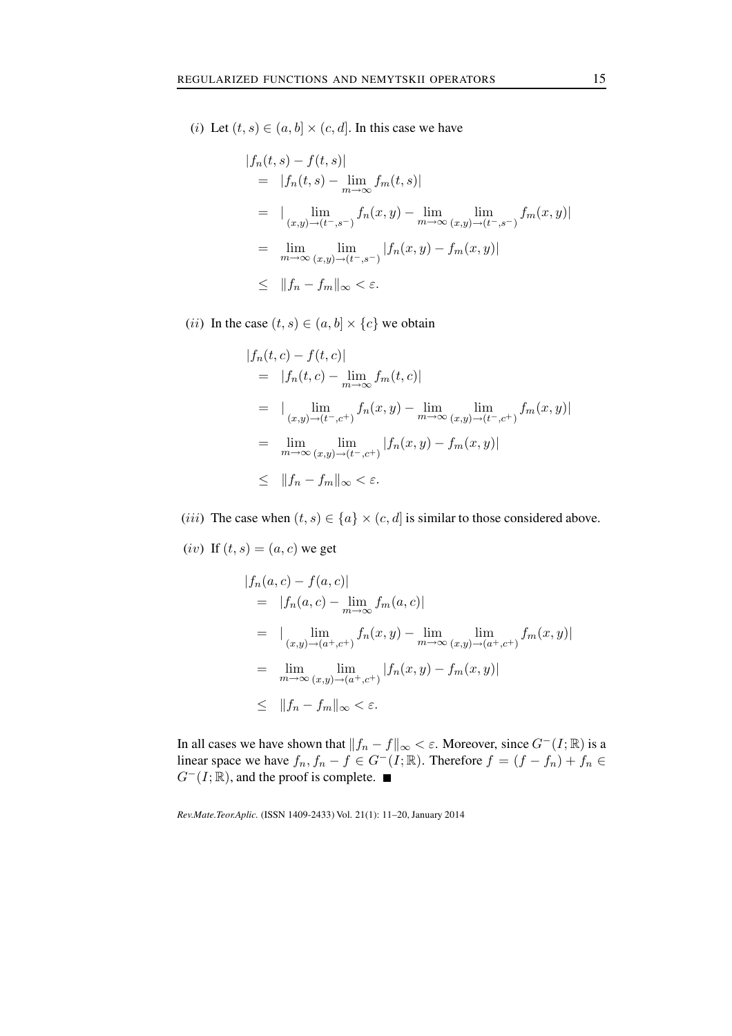$(i)$ Let $(t,s) \in (a,b] \times (c,d]$. In this case we have

$$
\begin{aligned}
&|f_n(t,s) - f(t,s)| \\
&= |f_n(t,s) - \lim_{m\to\infty} f_m(t,s)| \\
&= |\lim_{(x,y)\to(t^-,s^-)} f_n(x,y) - \lim_{m\to\infty} \lim_{(x,y)\to(t^-,s^-)} f_m(x,y)| \\
&= \lim_{m\to\infty} \lim_{(x,y)\to(t^-,s^-)} |f_n(x,y) - f_m(x,y)| \\
&\leq \|f_n - f_m\|_\infty < \varepsilon.
\end{aligned}
$$

$(ii)$ In the case $(t,s) \in (a,b] \times \{c\}$ we obtain

$$
\begin{aligned}
&|f_n(t,c) - f(t,c)| \\
&= |f_n(t,c) - \lim_{m\to\infty} f_m(t,c)| \\
&= |\lim_{(x,y)\to(t^-,c^+)} f_n(x,y) - \lim_{m\to\infty} \lim_{(x,y)\to(t^-,c^+)} f_m(x,y)| \\
&= \lim_{m\to\infty} \lim_{(x,y)\to(t^-,c^+)} |f_n(x,y) - f_m(x,y)| \\
&\leq \|f_n - f_m\|_\infty < \varepsilon.
\end{aligned}
$$

$(iii)$ The case when $(t,s) \in \{a\} \times (c,d]$ is similar to those considered above.

$(iv)$ If $(t,s) = (a,c)$ we get

$$
\begin{aligned}
&|f_n(a,c) - f(a,c)| \\
&= |f_n(a,c) - \lim_{m\to\infty} f_m(a,c)| \\
&= |\lim_{(x,y)\to(a^+,c^+)} f_n(x,y) - \lim_{m\to\infty} \lim_{(x,y)\to(a^+,c^+)} f_m(x,y)| \\
&= \lim_{m\to\infty} \lim_{(x,y)\to(a^+,c^+)} |f_n(x,y) - f_m(x,y)| \\
&\leq \|f_n - f_m\|_\infty < \varepsilon.
\end{aligned}
$$

In all cases we have shown that $\|f_n - f\|_\infty < \varepsilon$. Moreover, since $G^-(I;\mathbb{R})$ is a linear space we have $f_n, f_n - f \in G^-(I;\mathbb{R})$. Therefore $f = (f - f_n) + f_n \in G^-(I;\mathbb{R})$, and the proof is complete. ■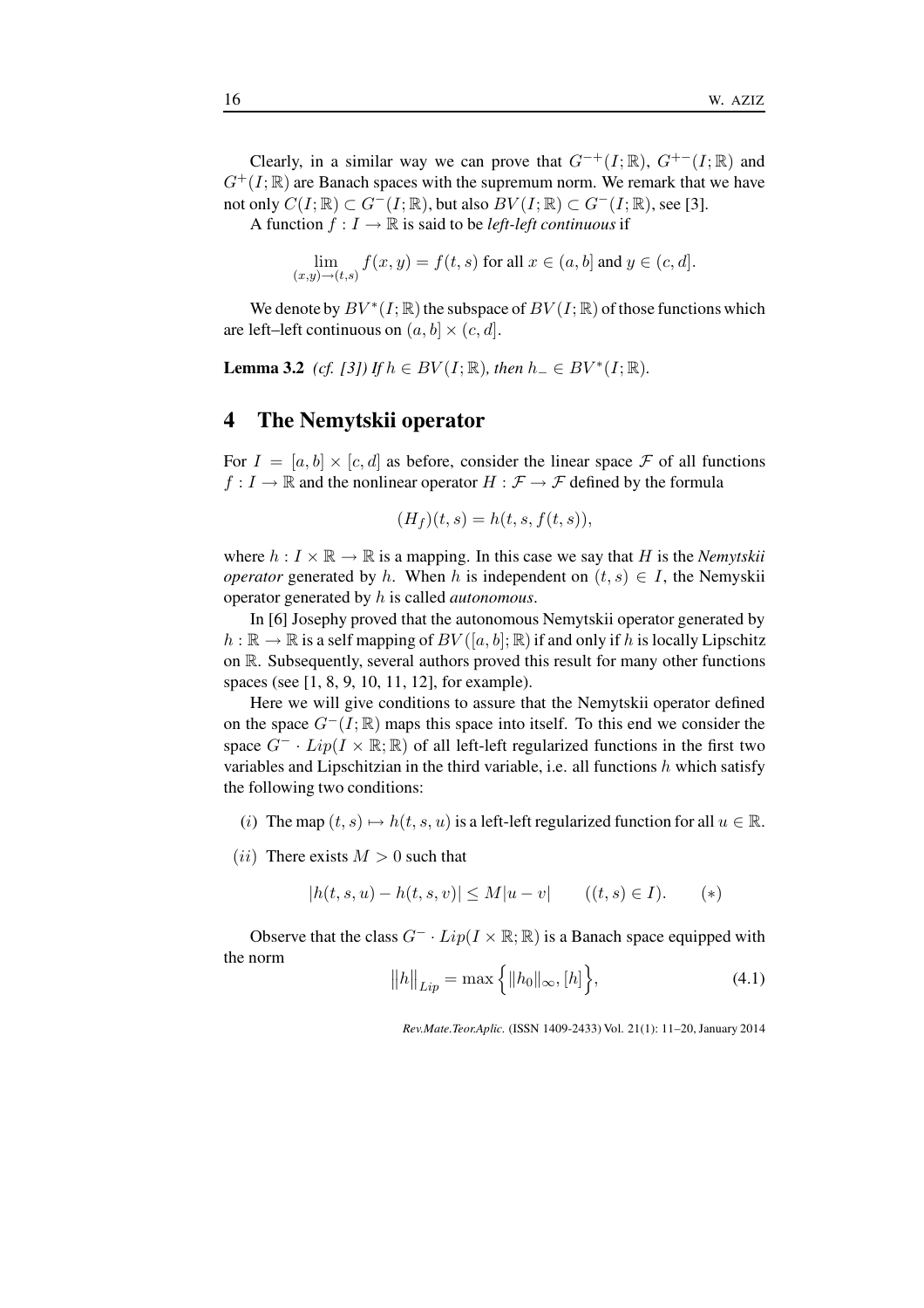Clearly, in a similar way we can prove that $G^{-+}(I;\mathbb{R})$, $G^{+-}(I;\mathbb{R})$ and $G^{+}(I;\mathbb{R})$ are Banach spaces with the supremum norm. We remark that we have not only $C(I;\mathbb{R}) \subset G^{-}(I;\mathbb{R})$, but also $BV(I;\mathbb{R}) \subset G^{-}(I;\mathbb{R})$, see [3].

A function $f : I \to \mathbb{R}$ is said to be *left-left continuous* if

$$\lim_{(x,y)\to(t,s)} f(x,y) = f(t,s) \text{ for all } x \in (a,b] \text{ and } y \in (c,d].$$

We denote by $BV^{*}(I;\mathbb{R})$ the subspace of $BV(I;\mathbb{R})$ of those functions which are left–left continuous on $(a,b] \times (c,d]$.

**Lemma 3.2** *(cf. [3]) If $h \in BV(I;\mathbb{R})$, then $h_{-} \in BV^{*}(I;\mathbb{R})$.*

## 4 The Nemytskii operator

For $I = [a,b] \times [c,d]$ as before, consider the linear space $\mathcal{F}$ of all functions $f : I \to \mathbb{R}$ and the nonlinear operator $H : \mathcal{F} \to \mathcal{F}$ defined by the formula

$$(H_f)(t,s) = h(t,s,f(t,s)),$$

where $h : I \times \mathbb{R} \to \mathbb{R}$ is a mapping. In this case we say that $H$ is the *Nemytskii operator* generated by $h$. When $h$ is independent on $(t,s) \in I$, the Nemyskii operator generated by $h$ is called *autonomous*.

In [6] Josephy proved that the autonomous Nemytskii operator generated by $h : \mathbb{R} \to \mathbb{R}$ is a self mapping of $BV([a,b];\mathbb{R})$ if and only if $h$ is locally Lipschitz on $\mathbb{R}$. Subsequently, several authors proved this result for many other functions spaces (see [1, 8, 9, 10, 11, 12], for example).

Here we will give conditions to assure that the Nemytskii operator defined on the space $G^{-}(I;\mathbb{R})$ maps this space into itself. To this end we consider the space $G^{-} \cdot Lip(I \times \mathbb{R};\mathbb{R})$ of all left-left regularized functions in the first two variables and Lipschitzian in the third variable, i.e. all functions $h$ which satisfy the following two conditions:

($i$) The map $(t,s) \mapsto h(t,s,u)$ is a left-left regularized function for all $u \in \mathbb{R}$.

($ii$) There exists $M > 0$ such that

$$|h(t,s,u) - h(t,s,v)| \leq M|u - v| \qquad ((t,s) \in I). \qquad (*)$$

Observe that the class $G^{-} \cdot Lip(I \times \mathbb{R};\mathbb{R})$ is a Banach space equipped with the norm

$$\|h\|_{Lip} = \max\Big\{\|h_0\|_{\infty}, [h]\Big\}, \tag{4.1}$$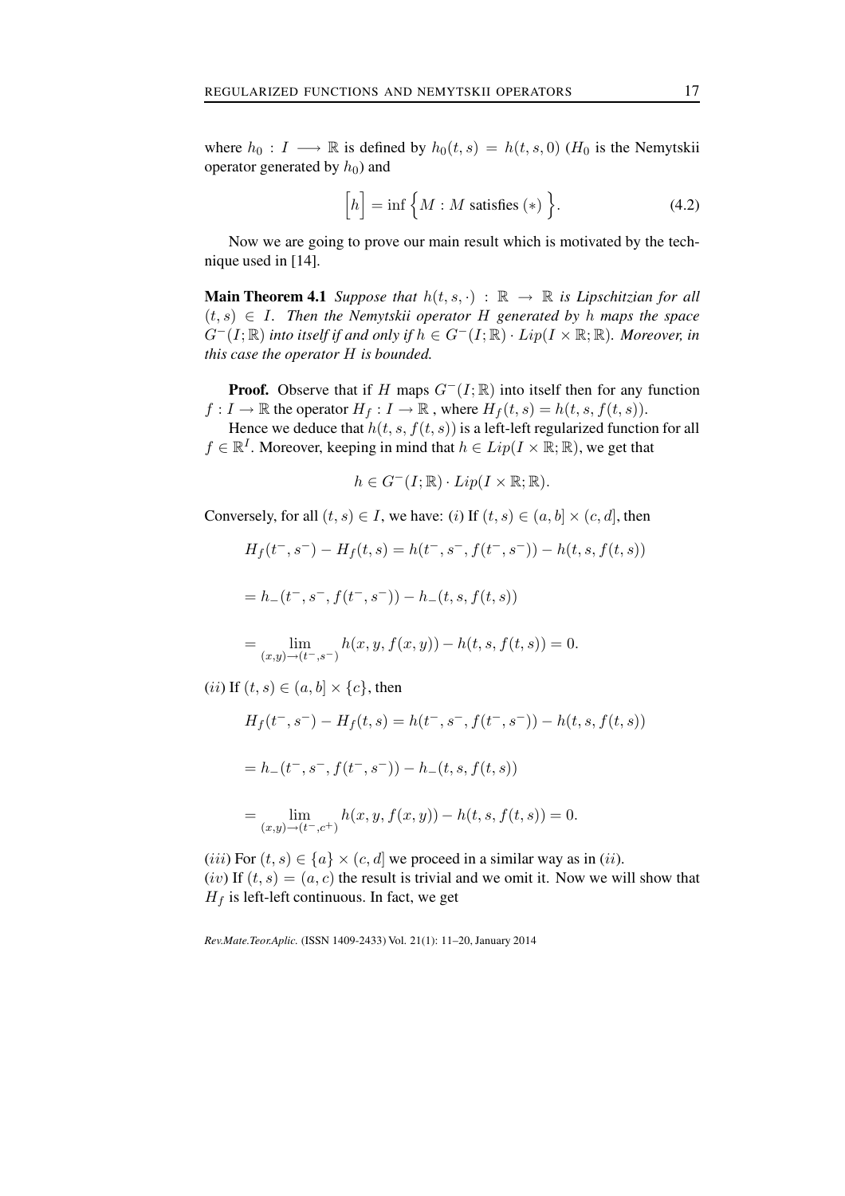where $h_0 : I \longrightarrow \mathbb{R}$ is defined by $h_0(t,s) = h(t,s,0)$ ($H_0$ is the Nemytskii operator generated by $h_0$) and

$$\Big[h\Big] = \inf\Big\{M : M \text{ satisfies } (*)\Big\}. \tag{4.2}$$

Now we are going to prove our main result which is motivated by the technique used in [14].

**Main Theorem 4.1** *Suppose that $h(t,s,\cdot) : \mathbb{R} \to \mathbb{R}$ is Lipschitzian for all $(t,s) \in I$. Then the Nemytskii operator $H$ generated by $h$ maps the space $G^-(I;\mathbb{R})$ into itself if and only if $h \in G^-(I;\mathbb{R}) \cdot Lip(I \times \mathbb{R};\mathbb{R})$. Moreover, in this case the operator $H$ is bounded.*

**Proof.** Observe that if $H$ maps $G^-(I;\mathbb{R})$ into itself then for any function $f : I \to \mathbb{R}$ the operator $H_f : I \to \mathbb{R}$ , where $H_f(t,s) = h(t,s,f(t,s))$.

Hence we deduce that $h(t,s,f(t,s))$ is a left-left regularized function for all $f \in \mathbb{R}^I$. Moreover, keeping in mind that $h \in Lip(I \times \mathbb{R};\mathbb{R})$, we get that

$$h \in G^-(I;\mathbb{R}) \cdot Lip(I \times \mathbb{R};\mathbb{R}).$$

Conversely, for all $(t,s) \in I$, we have: $(i)$ If $(t,s) \in (a,b] \times (c,d]$, then

$$H_f(t^-,s^-) - H_f(t,s) = h(t^-,s^-,f(t^-,s^-)) - h(t,s,f(t,s))$$

$$= h_-(t^-,s^-,f(t^-,s^-)) - h_-(t,s,f(t,s))$$

$$= \lim_{(x,y)\to(t^-,s^-)} h(x,y,f(x,y)) - h(t,s,f(t,s)) = 0.$$

$(ii)$ If $(t,s) \in (a,b] \times \{c\}$, then

$$H_f(t^-,s^-) - H_f(t,s) = h(t^-,s^-,f(t^-,s^-)) - h(t,s,f(t,s))$$

$$= h_-(t^-,s^-,f(t^-,s^-)) - h_-(t,s,f(t,s))$$

$$= \lim_{(x,y)\to(t^-,c^+)} h(x,y,f(x,y)) - h(t,s,f(t,s)) = 0.$$

$(iii)$ For $(t,s) \in \{a\} \times (c,d]$ we proceed in a similar way as in $(ii)$.
$(iv)$ If $(t,s) = (a,c)$ the result is trivial and we omit it. Now we will show that $H_f$ is left-left continuous. In fact, we get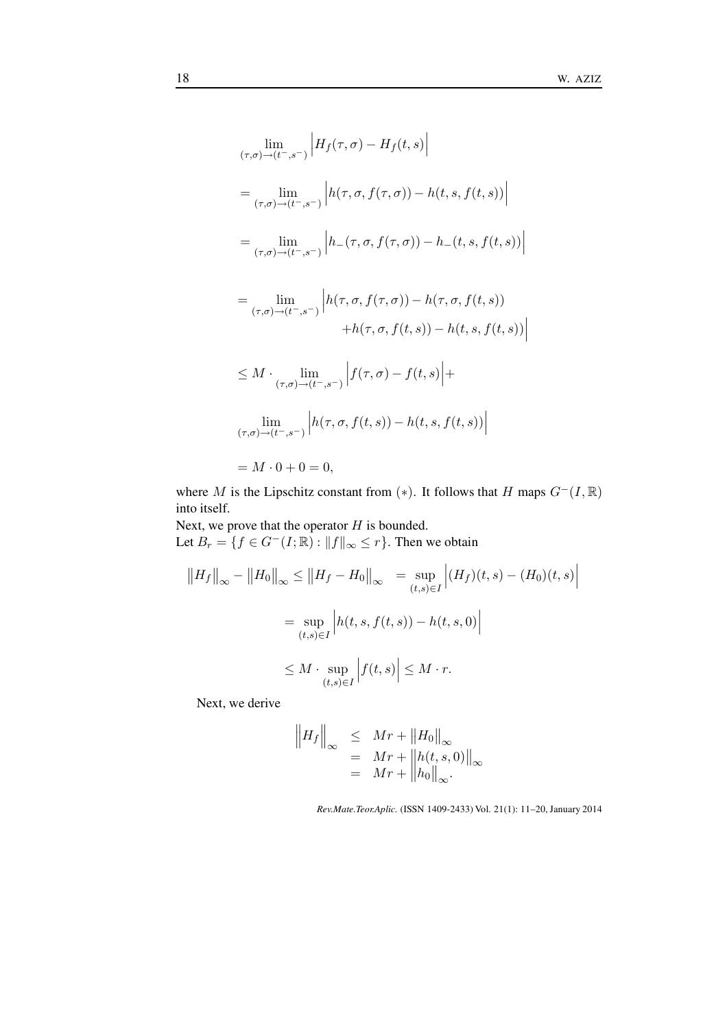$$
\begin{aligned}
&\lim_{(\tau,\sigma)\to(t^-,s^-)} \Big|H_f(\tau,\sigma) - H_f(t,s)\Big| \\
&= \lim_{(\tau,\sigma)\to(t^-,s^-)} \Big|h(\tau,\sigma,f(\tau,\sigma)) - h(t,s,f(t,s))\Big| \\
&= \lim_{(\tau,\sigma)\to(t^-,s^-)} \Big|h_-(\tau,\sigma,f(\tau,\sigma)) - h_-(t,s,f(t,s))\Big| \\
&= \lim_{(\tau,\sigma)\to(t^-,s^-)} \Big|h(\tau,\sigma,f(\tau,\sigma)) - h(\tau,\sigma,f(t,s)) \\
&\qquad\qquad + h(\tau,\sigma,f(t,s)) - h(t,s,f(t,s))\Big| \\
&\leq M \cdot \lim_{(\tau,\sigma)\to(t^-,s^-)} \Big|f(\tau,\sigma) - f(t,s)\Big| + \\
&\lim_{(\tau,\sigma)\to(t^-,s^-)} \Big|h(\tau,\sigma,f(t,s)) - h(t,s,f(t,s))\Big| \\
&= M \cdot 0 + 0 = 0,
\end{aligned}
$$

where $M$ is the Lipschitz constant from $(*)$. It follows that $H$ maps $G^-(I,\mathbb{R})$ into itself.

Next, we prove that the operator $H$ is bounded.
Let $B_r = \{f \in G^-(I;\mathbb{R}) : \|f\|_\infty \leq r\}$. Then we obtain

$$
\begin{aligned}
\big\|H_f\big\|_\infty - \big\|H_0\big\|_\infty \leq \big\|H_f - H_0\big\|_\infty &= \sup_{(t,s)\in I} \Big|(H_f)(t,s) - (H_0)(t,s)\Big| \\
&= \sup_{(t,s)\in I} \Big|h(t,s,f(t,s)) - h(t,s,0)\Big| \\
&\leq M \cdot \sup_{(t,s)\in I} \Big|f(t,s)\Big| \leq M \cdot r.
\end{aligned}
$$

Next, we derive

$$
\begin{aligned}
\Big\|H_f\Big\|_\infty &\leq Mr + \big\|H_0\big\|_\infty \\
&= Mr + \Big\|h(t,s,0)\big\|_\infty \\
&= Mr + \Big\|h_0\big\|_\infty.
\end{aligned}
$$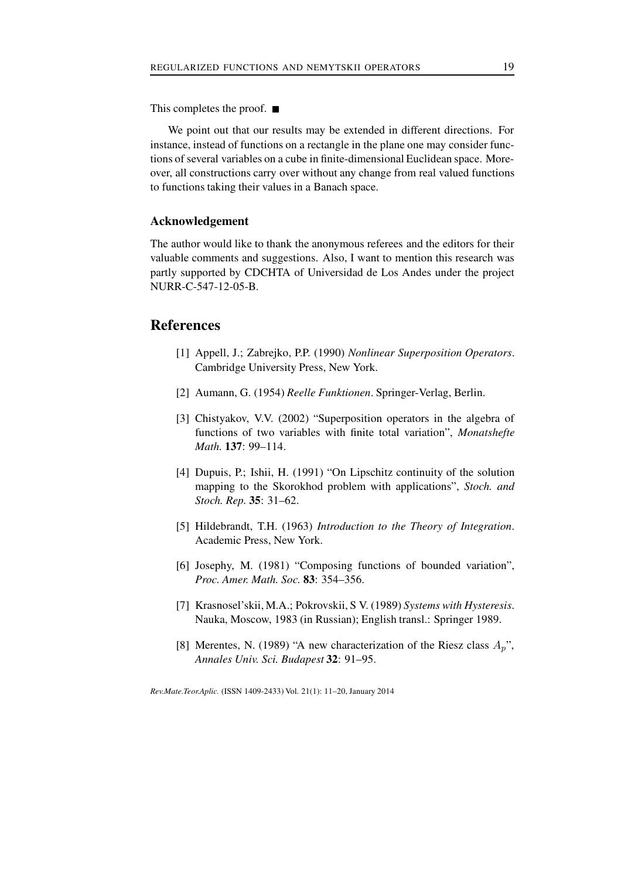This completes the proof. ■

We point out that our results may be extended in different directions. For instance, instead of functions on a rectangle in the plane one may consider functions of several variables on a cube in finite-dimensional Euclidean space. Moreover, all constructions carry over without any change from real valued functions to functions taking their values in a Banach space.

### Acknowledgement

The author would like to thank the anonymous referees and the editors for their valuable comments and suggestions. Also, I want to mention this research was partly supported by CDCHTA of Universidad de Los Andes under the project NURR-C-547-12-05-B.

## References

[1] Appell, J.; Zabrejko, P.P. (1990) *Nonlinear Superposition Operators*. Cambridge University Press, New York.

[2] Aumann, G. (1954) *Reelle Funktionen*. Springer-Verlag, Berlin.

[3] Chistyakov, V.V. (2002) "Superposition operators in the algebra of functions of two variables with finite total variation", *Monatshefte Math.* **137**: 99–114.

[4] Dupuis, P.; Ishii, H. (1991) "On Lipschitz continuity of the solution mapping to the Skorokhod problem with applications", *Stoch. and Stoch. Rep.* **35**: 31–62.

[5] Hildebrandt, T.H. (1963) *Introduction to the Theory of Integration*. Academic Press, New York.

[6] Josephy, M. (1981) "Composing functions of bounded variation", *Proc. Amer. Math. Soc.* **83**: 354–356.

[7] Krasnosel'skii, M.A.; Pokrovskii, S V. (1989) *Systems with Hysteresis*. Nauka, Moscow, 1983 (in Russian); English transl.: Springer 1989.

[8] Merentes, N. (1989) "A new characterization of the Riesz class $A_p$", *Annales Univ. Sci. Budapest* **32**: 91–95.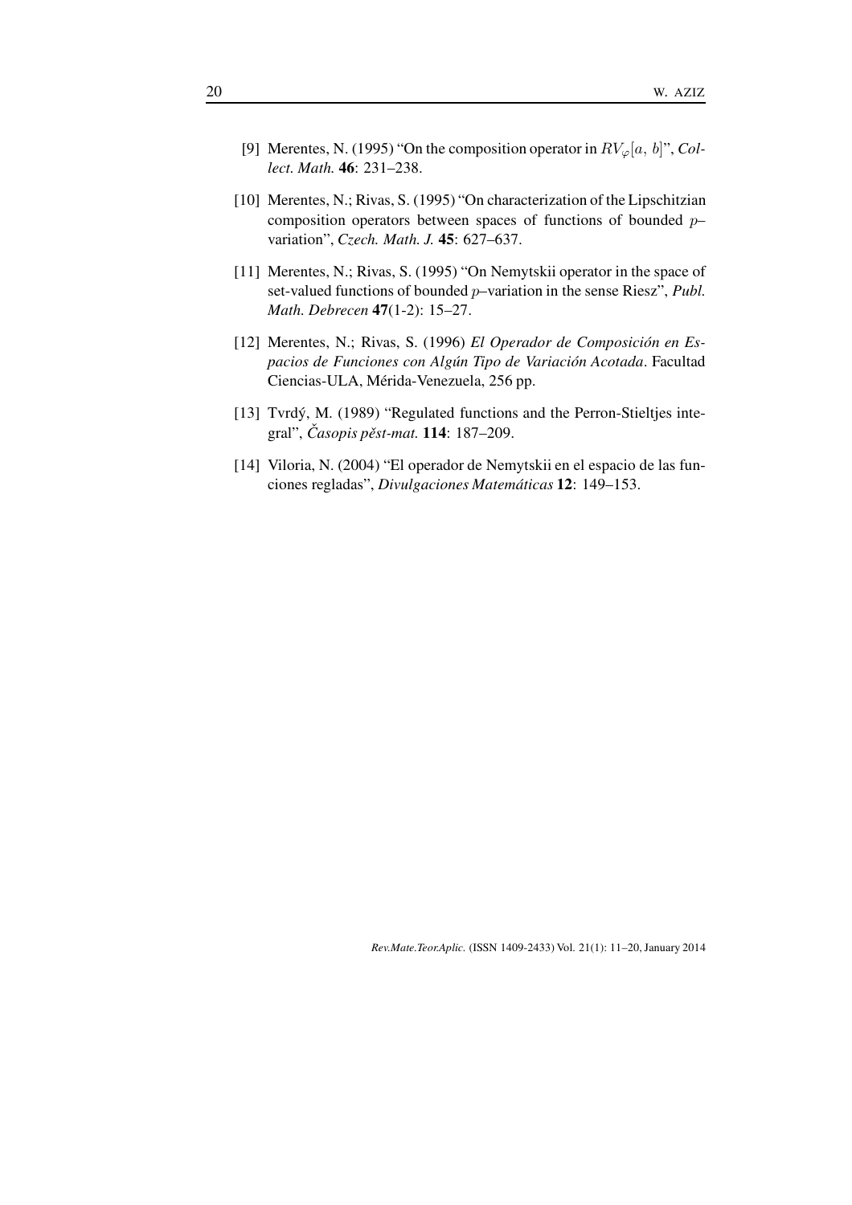[9] Merentes, N. (1995) "On the composition operator in $RV_\varphi[a,\, b]$", *Collect. Math.* **46**: 231–238.

[10] Merentes, N.; Rivas, S. (1995) "On characterization of the Lipschitzian composition operators between spaces of functions of bounded $p$–variation", *Czech. Math. J.* **45**: 627–637.

[11] Merentes, N.; Rivas, S. (1995) "On Nemytskii operator in the space of set-valued functions of bounded $p$–variation in the sense Riesz", *Publ. Math. Debrecen* **47**(1-2): 15–27.

[12] Merentes, N.; Rivas, S. (1996) *El Operador de Composición en Espacios de Funciones con Algún Tipo de Variación Acotada*. Facultad Ciencias-ULA, Mérida-Venezuela, 256 pp.

[13] Tvrdý, M. (1989) "Regulated functions and the Perron-Stieltjes integral", *Časopis pěst-mat.* **114**: 187–209.

[14] Viloria, N. (2004) "El operador de Nemytskii en el espacio de las funciones regladas", *Divulgaciones Matemáticas* **12**: 149–153.